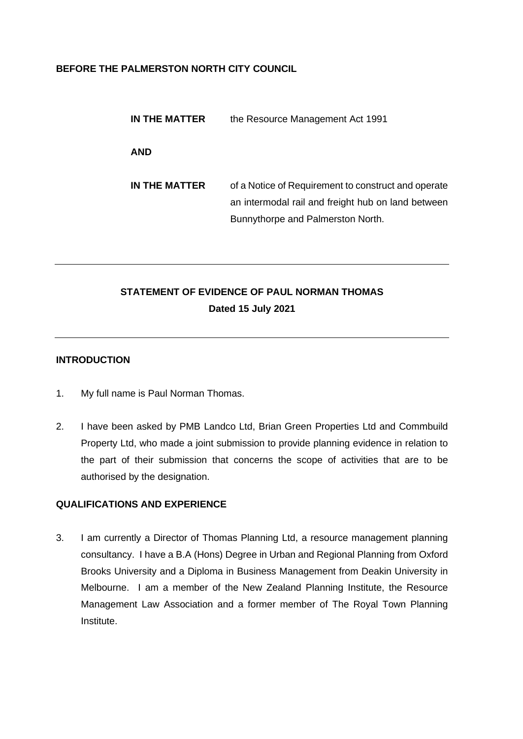**BEFORE THE PALMERSTON NORTH CITY COUNCIL**

| | |
|---|---|
| **IN THE MATTER** | the Resource Management Act 1991 |
| **AND** | |
| **IN THE MATTER** | of a Notice of Requirement to construct and operate an intermodal rail and freight hub on land between Bunnythorpe and Palmerston North. |

---

**STATEMENT OF EVIDENCE OF PAUL NORMAN THOMAS**
**Dated 15 July 2021**

---

## INTRODUCTION

1. My full name is Paul Norman Thomas.

2. I have been asked by PMB Landco Ltd, Brian Green Properties Ltd and Commbuild Property Ltd, who made a joint submission to provide planning evidence in relation to the part of their submission that concerns the scope of activities that are to be authorised by the designation.

## QUALIFICATIONS AND EXPERIENCE

3. I am currently a Director of Thomas Planning Ltd, a resource management planning consultancy. I have a B.A (Hons) Degree in Urban and Regional Planning from Oxford Brooks University and a Diploma in Business Management from Deakin University in Melbourne. I am a member of the New Zealand Planning Institute, the Resource Management Law Association and a former member of The Royal Town Planning Institute.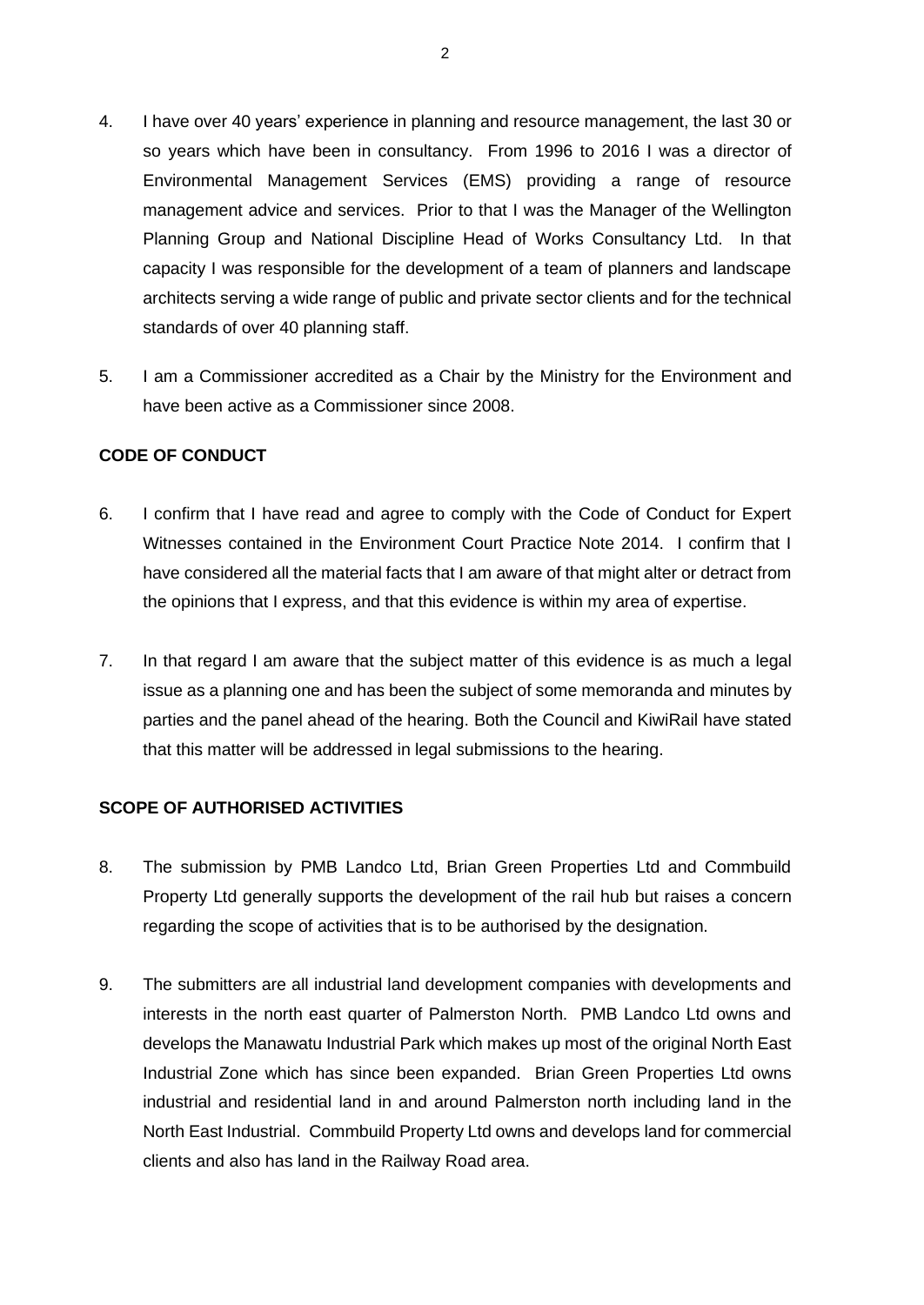4. I have over 40 years' experience in planning and resource management, the last 30 or so years which have been in consultancy. From 1996 to 2016 I was a director of Environmental Management Services (EMS) providing a range of resource management advice and services. Prior to that I was the Manager of the Wellington Planning Group and National Discipline Head of Works Consultancy Ltd. In that capacity I was responsible for the development of a team of planners and landscape architects serving a wide range of public and private sector clients and for the technical standards of over 40 planning staff.

5. I am a Commissioner accredited as a Chair by the Ministry for the Environment and have been active as a Commissioner since 2008.

**CODE OF CONDUCT**

6. I confirm that I have read and agree to comply with the Code of Conduct for Expert Witnesses contained in the Environment Court Practice Note 2014. I confirm that I have considered all the material facts that I am aware of that might alter or detract from the opinions that I express, and that this evidence is within my area of expertise.

7. In that regard I am aware that the subject matter of this evidence is as much a legal issue as a planning one and has been the subject of some memoranda and minutes by parties and the panel ahead of the hearing. Both the Council and KiwiRail have stated that this matter will be addressed in legal submissions to the hearing.

**SCOPE OF AUTHORISED ACTIVITIES**

8. The submission by PMB Landco Ltd, Brian Green Properties Ltd and Commbuild Property Ltd generally supports the development of the rail hub but raises a concern regarding the scope of activities that is to be authorised by the designation.

9. The submitters are all industrial land development companies with developments and interests in the north east quarter of Palmerston North. PMB Landco Ltd owns and develops the Manawatu Industrial Park which makes up most of the original North East Industrial Zone which has since been expanded. Brian Green Properties Ltd owns industrial and residential land in and around Palmerston north including land in the North East Industrial. Commbuild Property Ltd owns and develops land for commercial clients and also has land in the Railway Road area.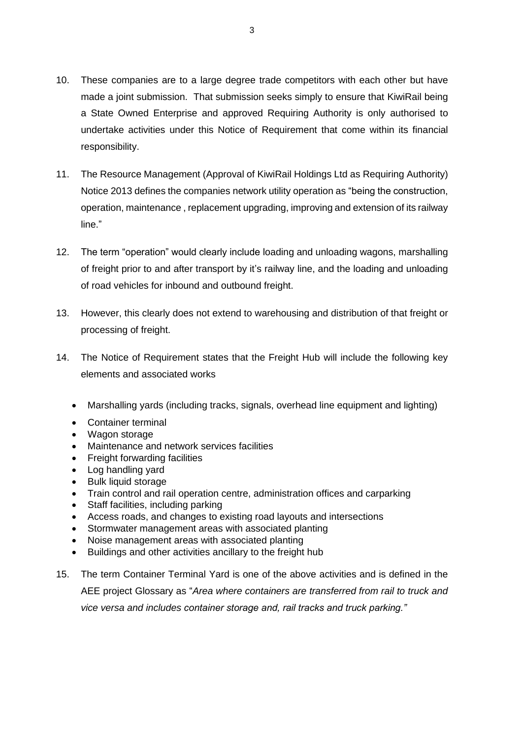10. These companies are to a large degree trade competitors with each other but have made a joint submission. That submission seeks simply to ensure that KiwiRail being a State Owned Enterprise and approved Requiring Authority is only authorised to undertake activities under this Notice of Requirement that come within its financial responsibility.

11. The Resource Management (Approval of KiwiRail Holdings Ltd as Requiring Authority) Notice 2013 defines the companies network utility operation as "being the construction, operation, maintenance , replacement upgrading, improving and extension of its railway line."

12. The term "operation" would clearly include loading and unloading wagons, marshalling of freight prior to and after transport by it's railway line, and the loading and unloading of road vehicles for inbound and outbound freight.

13. However, this clearly does not extend to warehousing and distribution of that freight or processing of freight.

14. The Notice of Requirement states that the Freight Hub will include the following key elements and associated works

    - Marshalling yards (including tracks, signals, overhead line equipment and lighting)
    - Container terminal
    - Wagon storage
    - Maintenance and network services facilities
    - Freight forwarding facilities
    - Log handling yard
    - Bulk liquid storage
    - Train control and rail operation centre, administration offices and carparking
    - Staff facilities, including parking
    - Access roads, and changes to existing road layouts and intersections
    - Stormwater management areas with associated planting
    - Noise management areas with associated planting
    - Buildings and other activities ancillary to the freight hub

15. The term Container Terminal Yard is one of the above activities and is defined in the AEE project Glossary as "*Area where containers are transferred from rail to truck and vice versa and includes container storage and, rail tracks and truck parking.*"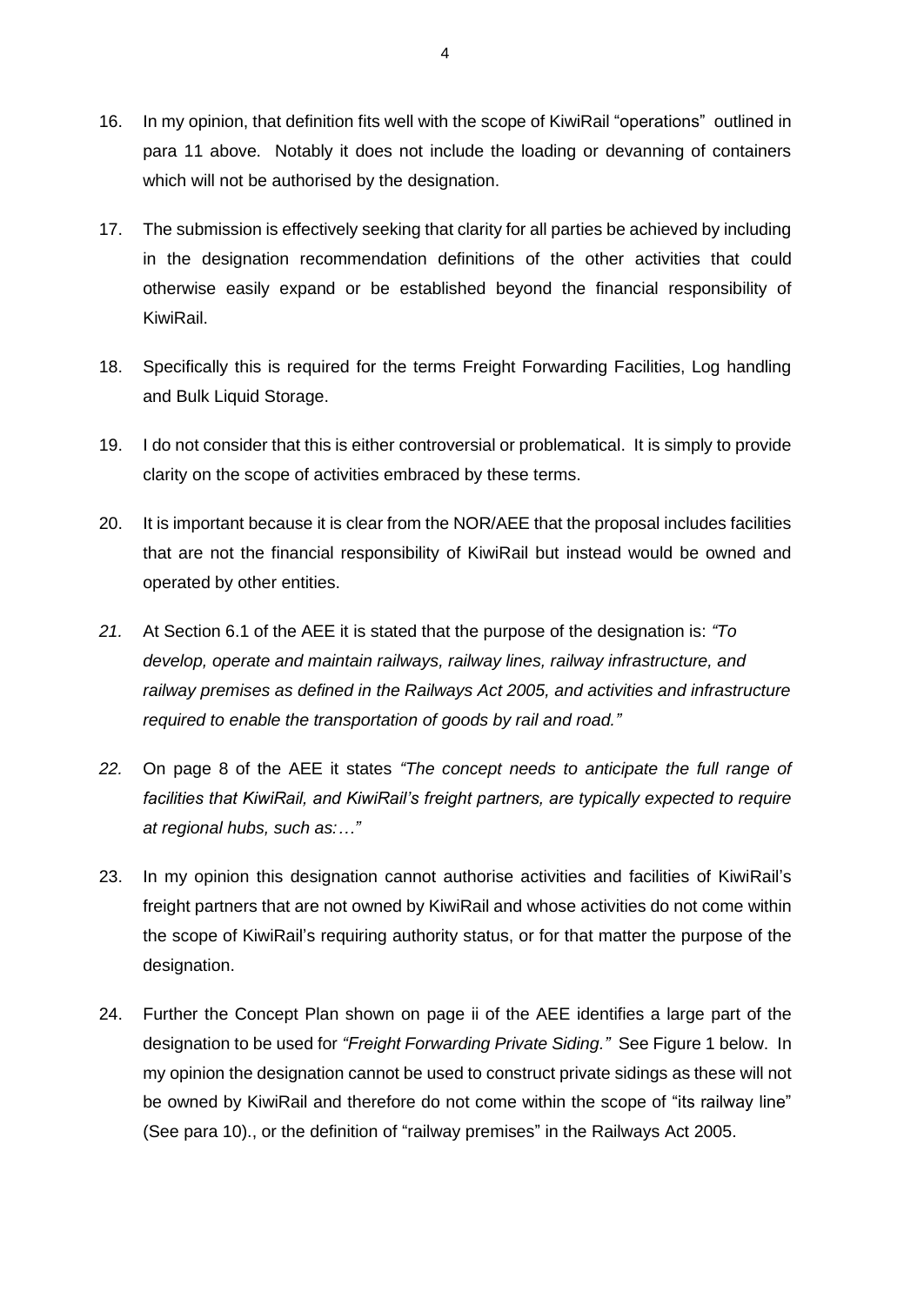16. In my opinion, that definition fits well with the scope of KiwiRail "operations" outlined in para 11 above. Notably it does not include the loading or devanning of containers which will not be authorised by the designation.

17. The submission is effectively seeking that clarity for all parties be achieved by including in the designation recommendation definitions of the other activities that could otherwise easily expand or be established beyond the financial responsibility of KiwiRail.

18. Specifically this is required for the terms Freight Forwarding Facilities, Log handling and Bulk Liquid Storage.

19. I do not consider that this is either controversial or problematical. It is simply to provide clarity on the scope of activities embraced by these terms.

20. It is important because it is clear from the NOR/AEE that the proposal includes facilities that are not the financial responsibility of KiwiRail but instead would be owned and operated by other entities.

*21.* At Section 6.1 of the AEE it is stated that the purpose of the designation is: *"To develop, operate and maintain railways, railway lines, railway infrastructure, and railway premises as defined in the Railways Act 2005, and activities and infrastructure required to enable the transportation of goods by rail and road."*

*22.* On page 8 of the AEE it states *"The concept needs to anticipate the full range of facilities that KiwiRail, and KiwiRail's freight partners, are typically expected to require at regional hubs, such as:…"*

23. In my opinion this designation cannot authorise activities and facilities of KiwiRail's freight partners that are not owned by KiwiRail and whose activities do not come within the scope of KiwiRail's requiring authority status, or for that matter the purpose of the designation.

24. Further the Concept Plan shown on page ii of the AEE identifies a large part of the designation to be used for *"Freight Forwarding Private Siding."* See Figure 1 below. In my opinion the designation cannot be used to construct private sidings as these will not be owned by KiwiRail and therefore do not come within the scope of "its railway line" (See para 10)., or the definition of "railway premises" in the Railways Act 2005.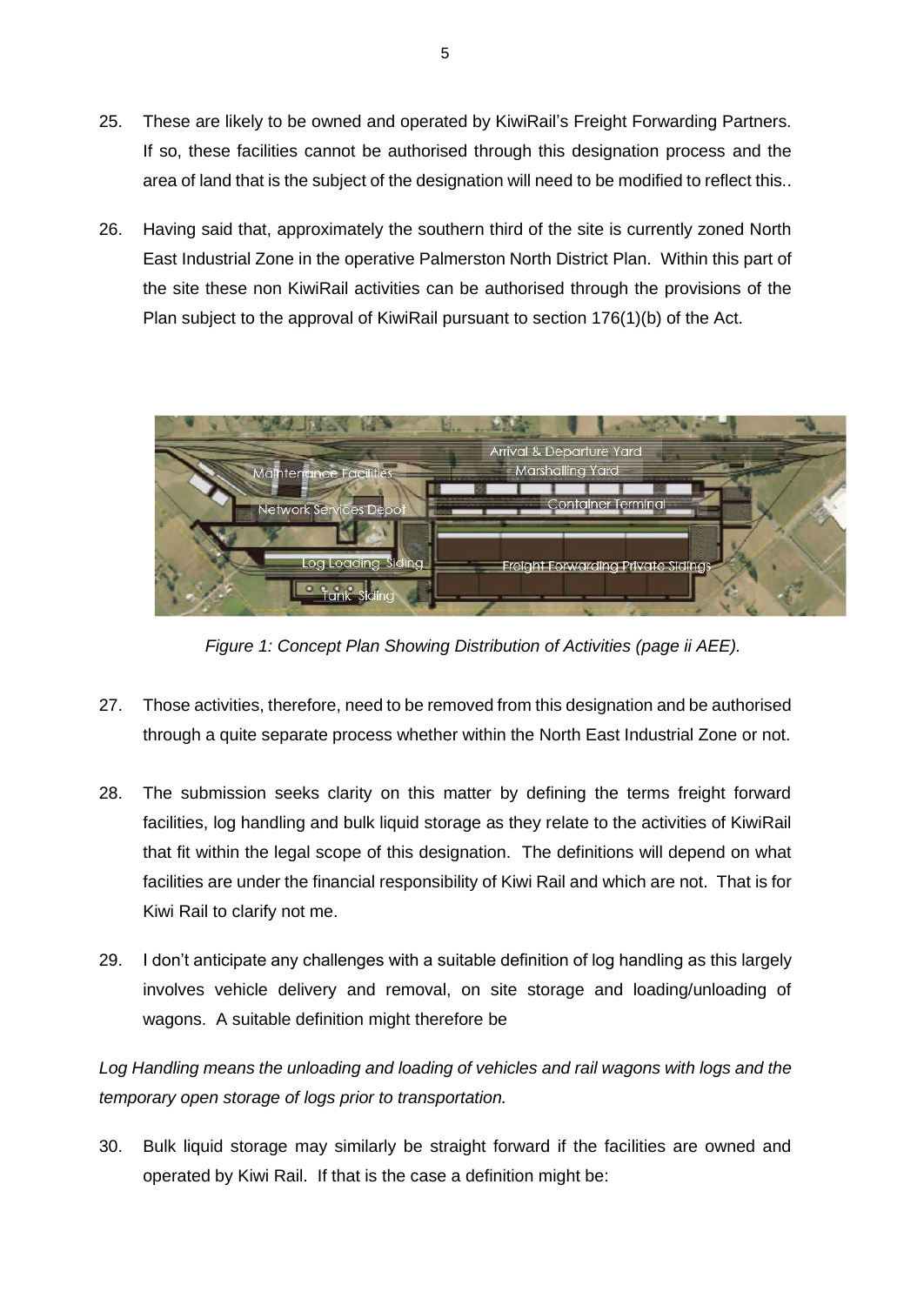25. These are likely to be owned and operated by KiwiRail's Freight Forwarding Partners. If so, these facilities cannot be authorised through this designation process and the area of land that is the subject of the designation will need to be modified to reflect this..

26. Having said that, approximately the southern third of the site is currently zoned North East Industrial Zone in the operative Palmerston North District Plan. Within this part of the site these non KiwiRail activities can be authorised through the provisions of the Plan subject to the approval of KiwiRail pursuant to section 176(1)(b) of the Act.

*Figure 1: Concept Plan Showing Distribution of Activities (page ii AEE).*

27. Those activities, therefore, need to be removed from this designation and be authorised through a quite separate process whether within the North East Industrial Zone or not.

28. The submission seeks clarity on this matter by defining the terms freight forward facilities, log handling and bulk liquid storage as they relate to the activities of KiwiRail that fit within the legal scope of this designation. The definitions will depend on what facilities are under the financial responsibility of Kiwi Rail and which are not. That is for Kiwi Rail to clarify not me.

29. I don't anticipate any challenges with a suitable definition of log handling as this largely involves vehicle delivery and removal, on site storage and loading/unloading of wagons. A suitable definition might therefore be

*Log Handling means the unloading and loading of vehicles and rail wagons with logs and the temporary open storage of logs prior to transportation.*

30. Bulk liquid storage may similarly be straight forward if the facilities are owned and operated by Kiwi Rail. If that is the case a definition might be: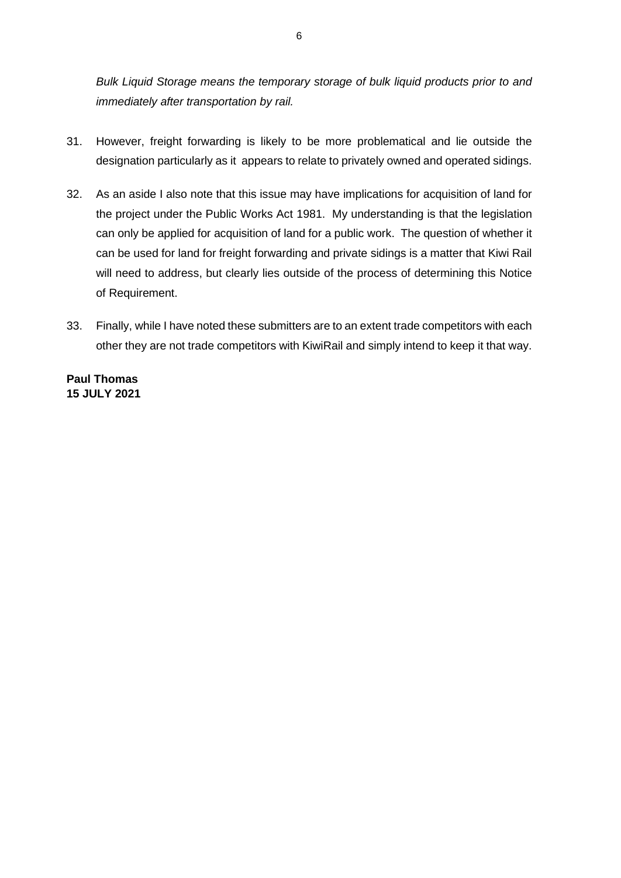*Bulk Liquid Storage means the temporary storage of bulk liquid products prior to and immediately after transportation by rail.*

31. However, freight forwarding is likely to be more problematical and lie outside the designation particularly as it appears to relate to privately owned and operated sidings.

32. As an aside I also note that this issue may have implications for acquisition of land for the project under the Public Works Act 1981. My understanding is that the legislation can only be applied for acquisition of land for a public work. The question of whether it can be used for land for freight forwarding and private sidings is a matter that Kiwi Rail will need to address, but clearly lies outside of the process of determining this Notice of Requirement.

33. Finally, while I have noted these submitters are to an extent trade competitors with each other they are not trade competitors with KiwiRail and simply intend to keep it that way.

**Paul Thomas**
**15 JULY 2021**